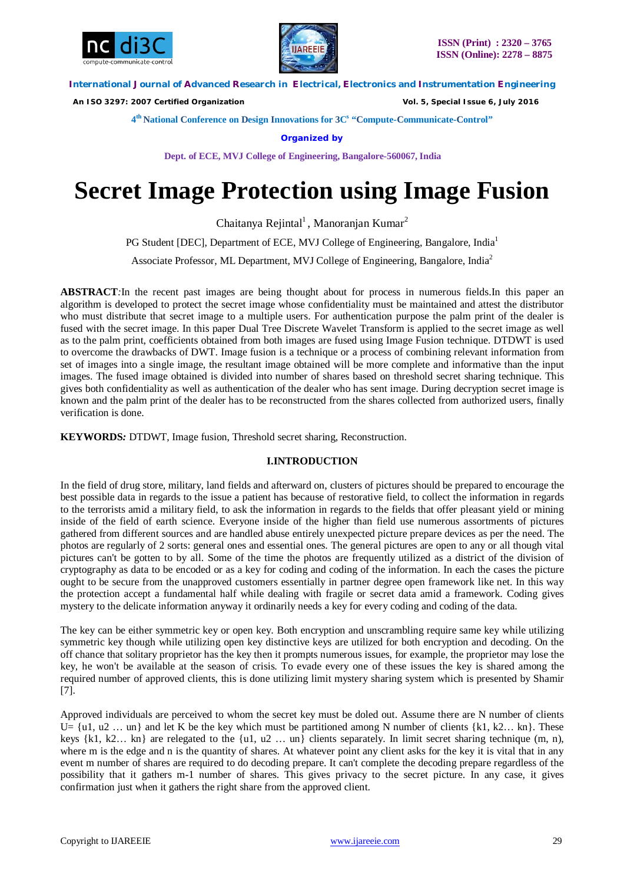#### 4th National Conference on Design Innovations for 3Cs "Compute-Communicate-Control"

**Organized by**

**Dept. of ECE, MVJ College of Engineering, Bangalore-560067, India**

# Secret Image Protection using Image Fusion

Chaitanya Rejintal[1], Manoranjan Kumar[2]

PG Student [DEC], Department of ECE, MVJ College of Engineering, Bangalore, India[1]

Associate Professor, ML Department, MVJ College of Engineering, Bangalore, India[2]

**ABSTRACT**:In the recent past images are being thought about for process in numerous fields.In this paper an algorithm is developed to protect the secret image whose confidentiality must be maintained and attest the distributor who must distribute that secret image to a multiple users. For authentication purpose the palm print of the dealer is fused with the secret image. In this paper Dual Tree Discrete Wavelet Transform is applied to the secret image as well as to the palm print, coefficients obtained from both images are fused using Image Fusion technique. DTDWT is used to overcome the drawbacks of DWT. Image fusion is a technique or a process of combining relevant information from set of images into a single image, the resultant image obtained will be more complete and informative than the input images. The fused image obtained is divided into number of shares based on threshold secret sharing technique. This gives both confidentiality as well as authentication of the dealer who has sent image. During decryption secret image is known and the palm print of the dealer has to be reconstructed from the shares collected from authorized users, finally verification is done.

**KEYWORDS:** DTDWT, Image fusion, Threshold secret sharing, Reconstruction.

## I.INTRODUCTION

In the field of drug store, military, land fields and afterward on, clusters of pictures should be prepared to encourage the best possible data in regards to the issue a patient has because of restorative field, to collect the information in regards to the terrorists amid a military field, to ask the information in regards to the fields that offer pleasant yield or mining inside of the field of earth science. Everyone inside of the higher than field use numerous assortments of pictures gathered from different sources and are handled abuse entirely unexpected picture prepare devices as per the need. The photos are regularly of 2 sorts: general ones and essential ones. The general pictures are open to any or all though vital pictures can't be gotten to by all. Some of the time the photos are frequently utilized as a district of the division of cryptography as data to be encoded or as a key for coding and coding of the information. In each the cases the picture ought to be secure from the unapproved customers essentially in partner degree open framework like net. In this way the protection accept a fundamental half while dealing with fragile or secret data amid a framework. Coding gives mystery to the delicate information anyway it ordinarily needs a key for every coding and coding of the data.

The key can be either symmetric key or open key. Both encryption and unscrambling require same key while utilizing symmetric key though while utilizing open key distinctive keys are utilized for both encryption and decoding. On the off chance that solitary proprietor has the key then it prompts numerous issues, for example, the proprietor may lose the key, he won't be available at the season of crisis. To evade every one of these issues the key is shared among the required number of approved clients, this is done utilizing limit mystery sharing system which is presented by Shamir [7].

Approved individuals are perceived to whom the secret key must be doled out. Assume there are N number of clients U= {u1, u2 … un} and let K be the key which must be partitioned among N number of clients {k1, k2… kn}. These keys {k1, k2… kn} are relegated to the {u1, u2 … un} clients separately. In limit secret sharing technique (m, n), where m is the edge and n is the quantity of shares. At whatever point any client asks for the key it is vital that in any event m number of shares are required to do decoding prepare. It can't complete the decoding prepare regardless of the possibility that it gathers m-1 number of shares. This gives privacy to the secret picture. In any case, it gives confirmation just when it gathers the right share from the approved client.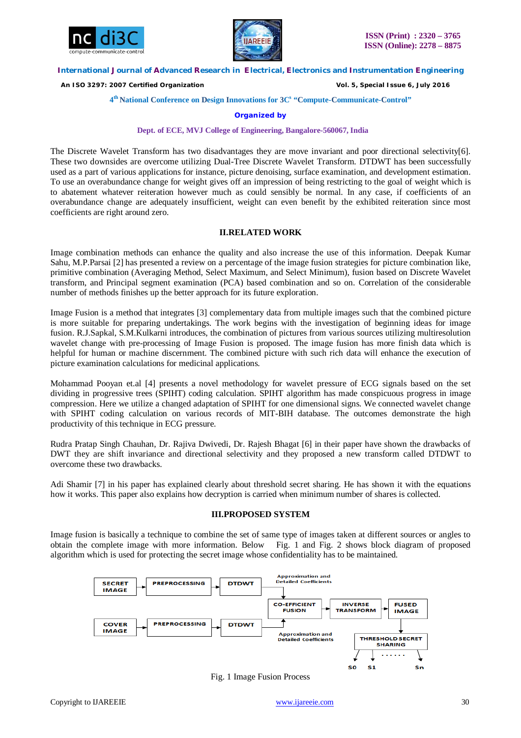The Discrete Wavelet Transform has two disadvantages they are move invariant and poor directional selectivity[6]. These two downsides are overcome utilizing Dual-Tree Discrete Wavelet Transform. DTDWT has been successfully used as a part of various applications for instance, picture denoising, surface examination, and development estimation. To use an overabundance change for weight gives off an impression of being restricting to the goal of weight which is to abatement whatever reiteration however much as could sensibly be normal. In any case, if coefficients of an overabundance change are adequately insufficient, weight can even benefit by the exhibited reiteration since most coefficients are right around zero.

## II.RELATED WORK

Image combination methods can enhance the quality and also increase the use of this information. Deepak Kumar Sahu, M.P.Parsai [2] has presented a review on a percentage of the image fusion strategies for picture combination like, primitive combination (Averaging Method, Select Maximum, and Select Minimum), fusion based on Discrete Wavelet transform, and Principal segment examination (PCA) based combination and so on. Correlation of the considerable number of methods finishes up the better approach for its future exploration.

Image Fusion is a method that integrates [3] complementary data from multiple images such that the combined picture is more suitable for preparing undertakings. The work begins with the investigation of beginning ideas for image fusion. R.J.Sapkal, S.M.Kulkarni introduces, the combination of pictures from various sources utilizing multiresolution wavelet change with pre-processing of Image Fusion is proposed. The image fusion has more finish data which is helpful for human or machine discernment. The combined picture with such rich data will enhance the execution of picture examination calculations for medicinal applications.

Mohammad Pooyan et.al [4] presents a novel methodology for wavelet pressure of ECG signals based on the set dividing in progressive trees (SPIHT) coding calculation. SPIHT algorithm has made conspicuous progress in image compression. Here we utilize a changed adaptation of SPIHT for one dimensional signs. We connected wavelet change with SPIHT coding calculation on various records of MIT-BIH database. The outcomes demonstrate the high productivity of this technique in ECG pressure.

Rudra Pratap Singh Chauhan, Dr. Rajiva Dwivedi, Dr. Rajesh Bhagat [6] in their paper have shown the drawbacks of DWT they are shift invariance and directional selectivity and they proposed a new transform called DTDWT to overcome these two drawbacks.

Adi Shamir [7] in his paper has explained clearly about threshold secret sharing. He has shown it with the equations how it works. This paper also explains how decryption is carried when minimum number of shares is collected.

## III.PROPOSED SYSTEM

Image fusion is basically a technique to combine the set of same type of images taken at different sources or angles to obtain the complete image with more information. Below Fig. 1 and Fig. 2 shows block diagram of proposed algorithm which is used for protecting the secret image whose confidentiality has to be maintained.

SECRET IMAGE → PREPROCESSING → DTDWT → (Approximation and Detailed Coefficients) → CO-EFFICIENT FUSION

COVER IMAGE → PREPROCESSING → DTDWT → (Approximation and Detailed Coefficients) → CO-EFFICIENT FUSION

CO-EFFICIENT FUSION → INVERSE TRANSFORM → FUSED IMAGE → THRESHOLD SECRET SHARING → S0, S1, ......, Sn

Fig. 1 Image Fusion Process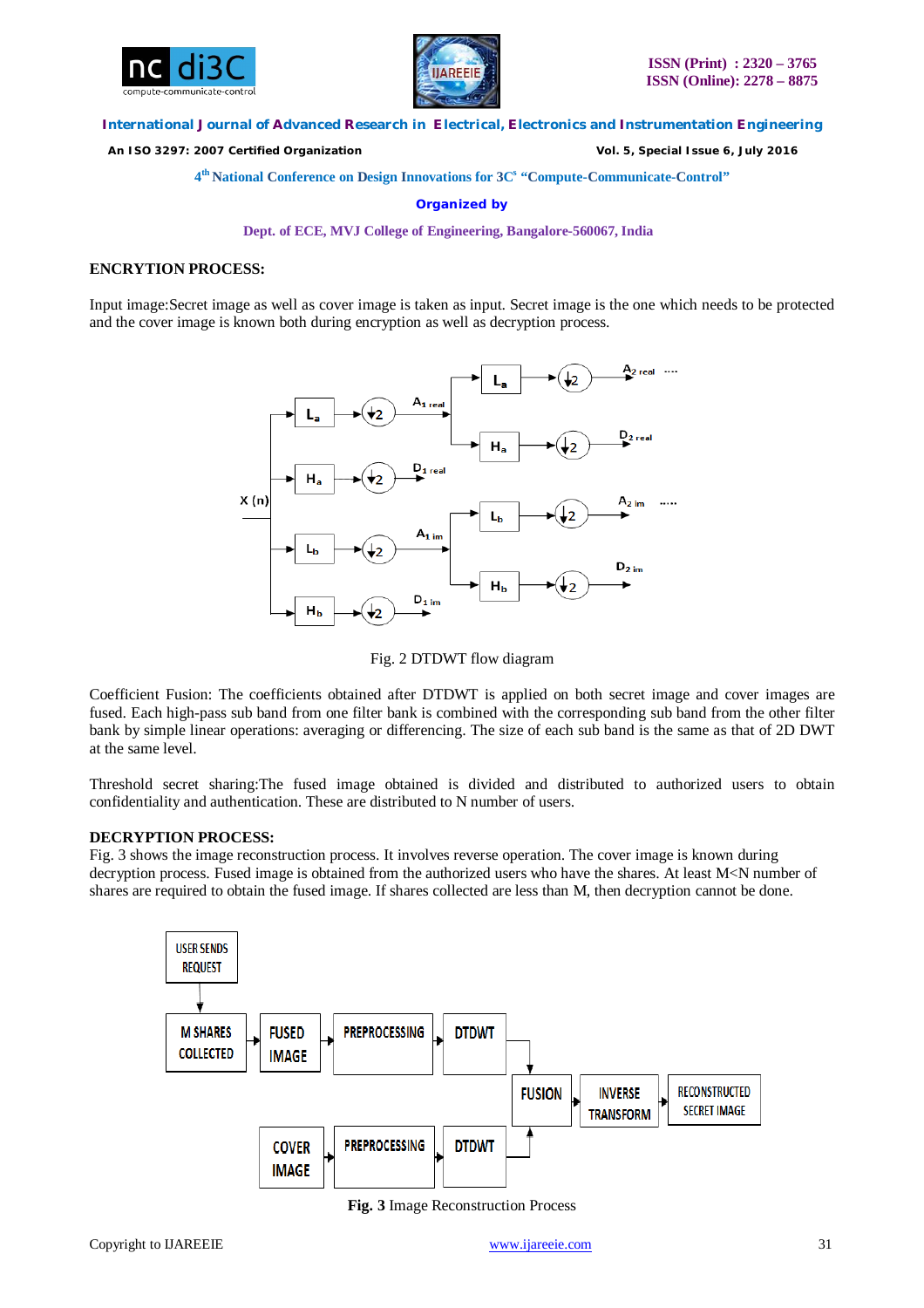**ENCRYTION PROCESS:**

Input image:Secret image as well as cover image is taken as input. Secret image is the one which needs to be protected and the cover image is known both during encryption as well as decryption process.

Fig. 2 DTDWT flow diagram

Coefficient Fusion: The coefficients obtained after DTDWT is applied on both secret image and cover images are fused. Each high-pass sub band from one filter bank is combined with the corresponding sub band from the other filter bank by simple linear operations: averaging or differencing. The size of each sub band is the same as that of 2D DWT at the same level.

Threshold secret sharing:The fused image obtained is divided and distributed to authorized users to obtain confidentiality and authentication. These are distributed to N number of users.

**DECRYPTION PROCESS:**

Fig. 3 shows the image reconstruction process. It involves reverse operation. The cover image is known during decryption process. Fused image is obtained from the authorized users who have the shares. At least M<N number of shares are required to obtain the fused image. If shares collected are less than M, then decryption cannot be done.

**Fig. 3** Image Reconstruction Process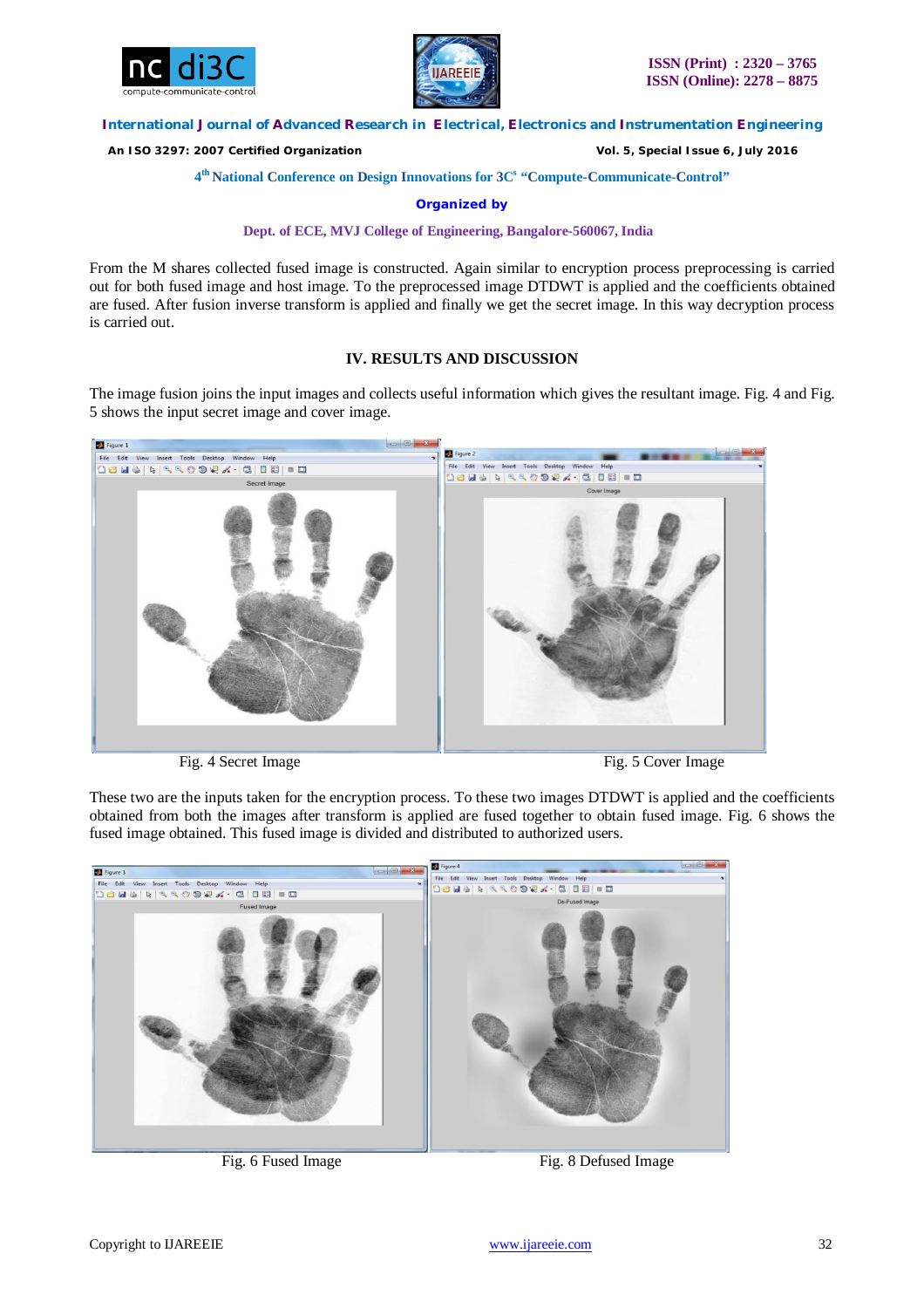From the M shares collected fused image is constructed. Again similar to encryption process preprocessing is carried out for both fused image and host image. To the preprocessed image DTDWT is applied and the coefficients obtained are fused. After fusion inverse transform is applied and finally we get the secret image. In this way decryption process is carried out.

## IV. RESULTS AND DISCUSSION

The image fusion joins the input images and collects useful information which gives the resultant image. Fig. 4 and Fig. 5 shows the input secret image and cover image.

Fig. 4 Secret Image

Fig. 5 Cover Image

These two are the inputs taken for the encryption process. To these two images DTDWT is applied and the coefficients obtained from both the images after transform is applied are fused together to obtain fused image. Fig. 6 shows the fused image obtained. This fused image is divided and distributed to authorized users.

Fig. 6 Fused Image

Fig. 8 Defused Image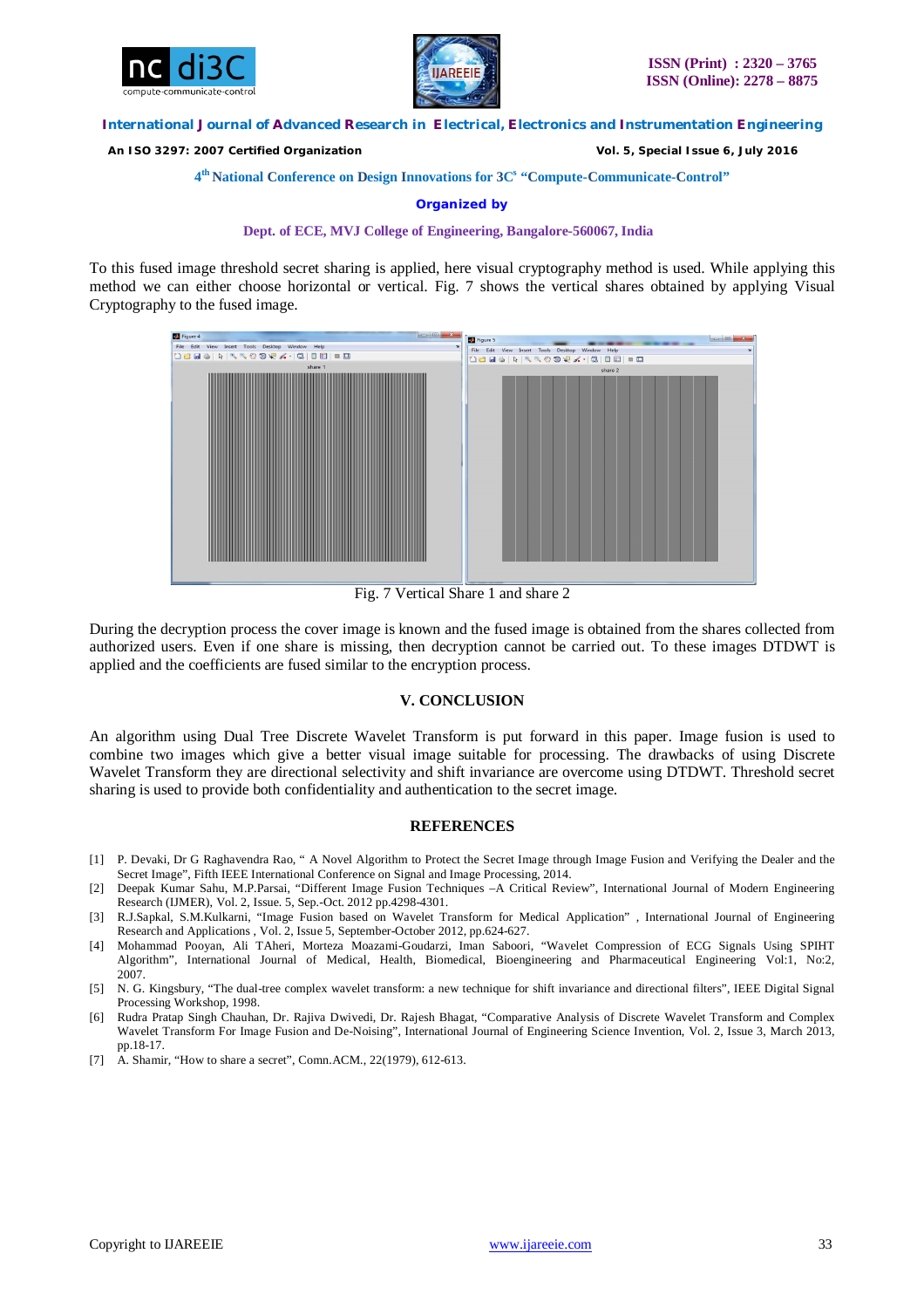To this fused image threshold secret sharing is applied, here visual cryptography method is used. While applying this method we can either choose horizontal or vertical. Fig. 7 shows the vertical shares obtained by applying Visual Cryptography to the fused image.

Fig. 7 Vertical Share 1 and share 2

During the decryption process the cover image is known and the fused image is obtained from the shares collected from authorized users. Even if one share is missing, then decryption cannot be carried out. To these images DTDWT is applied and the coefficients are fused similar to the encryption process.

## V. CONCLUSION

An algorithm using Dual Tree Discrete Wavelet Transform is put forward in this paper. Image fusion is used to combine two images which give a better visual image suitable for processing. The drawbacks of using Discrete Wavelet Transform they are directional selectivity and shift invariance are overcome using DTDWT. Threshold secret sharing is used to provide both confidentiality and authentication to the secret image.

## REFERENCES

[1] P. Devaki, Dr G Raghavendra Rao, " A Novel Algorithm to Protect the Secret Image through Image Fusion and Verifying the Dealer and the Secret Image", Fifth IEEE International Conference on Signal and Image Processing, 2014.

[2] Deepak Kumar Sahu, M.P.Parsai, "Different Image Fusion Techniques –A Critical Review", International Journal of Modern Engineering Research (IJMER), Vol. 2, Issue. 5, Sep.-Oct. 2012 pp.4298-4301.

[3] R.J.Sapkal, S.M.Kulkarni, "Image Fusion based on Wavelet Transform for Medical Application" , International Journal of Engineering Research and Applications , Vol. 2, Issue 5, September-October 2012, pp.624-627.

[4] Mohammad Pooyan, Ali TAheri, Morteza Moazami-Goudarzi, Iman Saboori, "Wavelet Compression of ECG Signals Using SPIHT Algorithm", International Journal of Medical, Health, Biomedical, Bioengineering and Pharmaceutical Engineering Vol:1, No:2, 2007.

[5] N. G. Kingsbury, "The dual-tree complex wavelet transform: a new technique for shift invariance and directional filters", IEEE Digital Signal Processing Workshop, 1998.

[6] Rudra Pratap Singh Chauhan, Dr. Rajiva Dwivedi, Dr. Rajesh Bhagat, "Comparative Analysis of Discrete Wavelet Transform and Complex Wavelet Transform For Image Fusion and De-Noising", International Journal of Engineering Science Invention, Vol. 2, Issue 3, March 2013, pp.18-17.

[7] A. Shamir, "How to share a secret", Comn.ACM., 22(1979), 612-613.